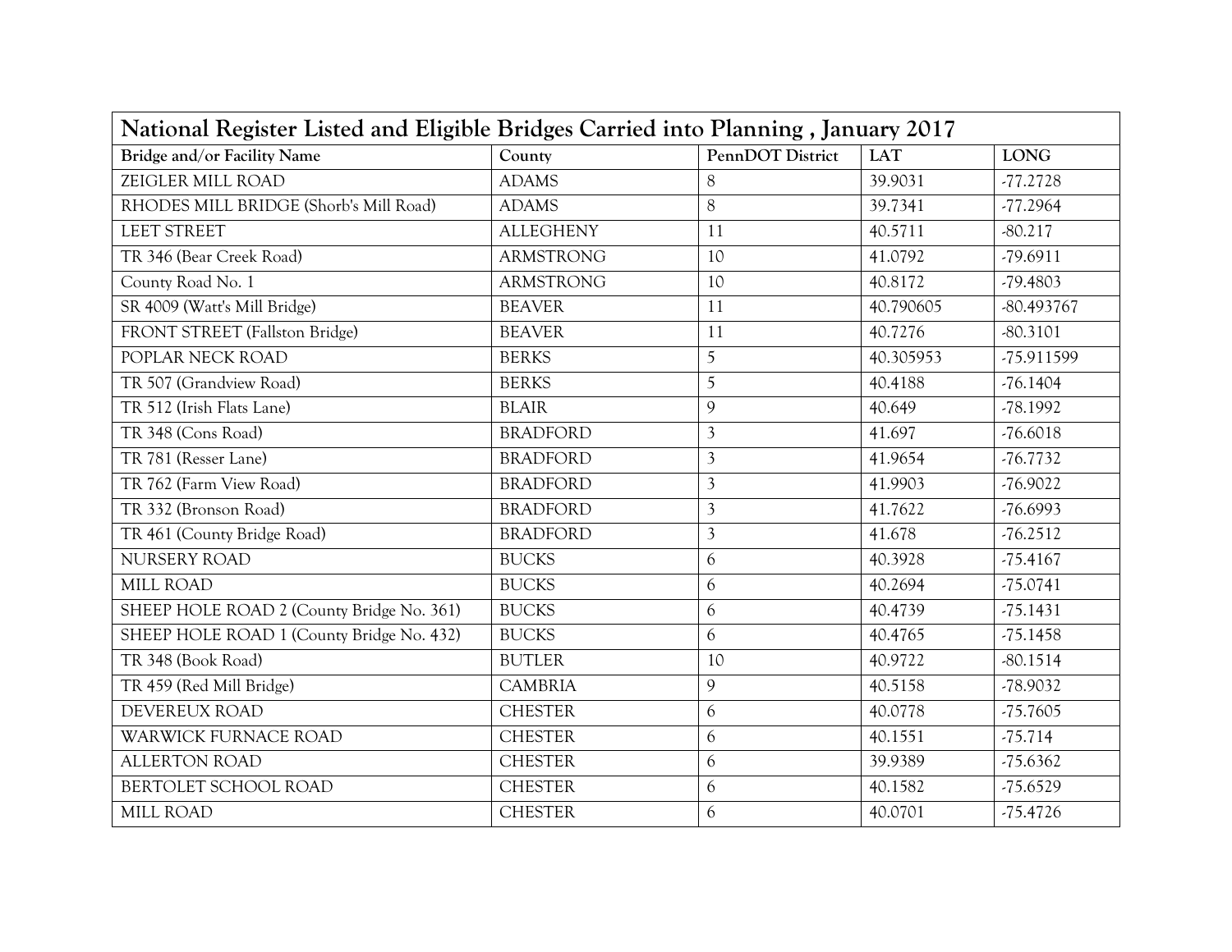# National Register Listed and Eligible Bridges Carried into Planning , January 2017

| Bridge and/or Facility Name | County | PennDOT District | LAT | LONG |
|---|---|---|---|---|
| ZEIGLER MILL ROAD | ADAMS | 8 | 39.9031 | -77.2728 |
| RHODES MILL BRIDGE (Shorb's Mill Road) | ADAMS | 8 | 39.7341 | -77.2964 |
| LEET STREET | ALLEGHENY | 11 | 40.5711 | -80.217 |
| TR 346 (Bear Creek Road) | ARMSTRONG | 10 | 41.0792 | -79.6911 |
| County Road No. 1 | ARMSTRONG | 10 | 40.8172 | -79.4803 |
| SR 4009 (Watt's Mill Bridge) | BEAVER | 11 | 40.790605 | -80.493767 |
| FRONT STREET (Fallston Bridge) | BEAVER | 11 | 40.7276 | -80.3101 |
| POPLAR NECK ROAD | BERKS | 5 | 40.305953 | -75.911599 |
| TR 507 (Grandview Road) | BERKS | 5 | 40.4188 | -76.1404 |
| TR 512 (Irish Flats Lane) | BLAIR | 9 | 40.649 | -78.1992 |
| TR 348 (Cons Road) | BRADFORD | 3 | 41.697 | -76.6018 |
| TR 781 (Resser Lane) | BRADFORD | 3 | 41.9654 | -76.7732 |
| TR 762 (Farm View Road) | BRADFORD | 3 | 41.9903 | -76.9022 |
| TR 332 (Bronson Road) | BRADFORD | 3 | 41.7622 | -76.6993 |
| TR 461 (County Bridge Road) | BRADFORD | 3 | 41.678 | -76.2512 |
| NURSERY ROAD | BUCKS | 6 | 40.3928 | -75.4167 |
| MILL ROAD | BUCKS | 6 | 40.2694 | -75.0741 |
| SHEEP HOLE ROAD 2 (County Bridge No. 361) | BUCKS | 6 | 40.4739 | -75.1431 |
| SHEEP HOLE ROAD 1 (County Bridge No. 432) | BUCKS | 6 | 40.4765 | -75.1458 |
| TR 348 (Book Road) | BUTLER | 10 | 40.9722 | -80.1514 |
| TR 459 (Red Mill Bridge) | CAMBRIA | 9 | 40.5158 | -78.9032 |
| DEVEREUX ROAD | CHESTER | 6 | 40.0778 | -75.7605 |
| WARWICK FURNACE ROAD | CHESTER | 6 | 40.1551 | -75.714 |
| ALLERTON ROAD | CHESTER | 6 | 39.9389 | -75.6362 |
| BERTOLET SCHOOL ROAD | CHESTER | 6 | 40.1582 | -75.6529 |
| MILL ROAD | CHESTER | 6 | 40.0701 | -75.4726 |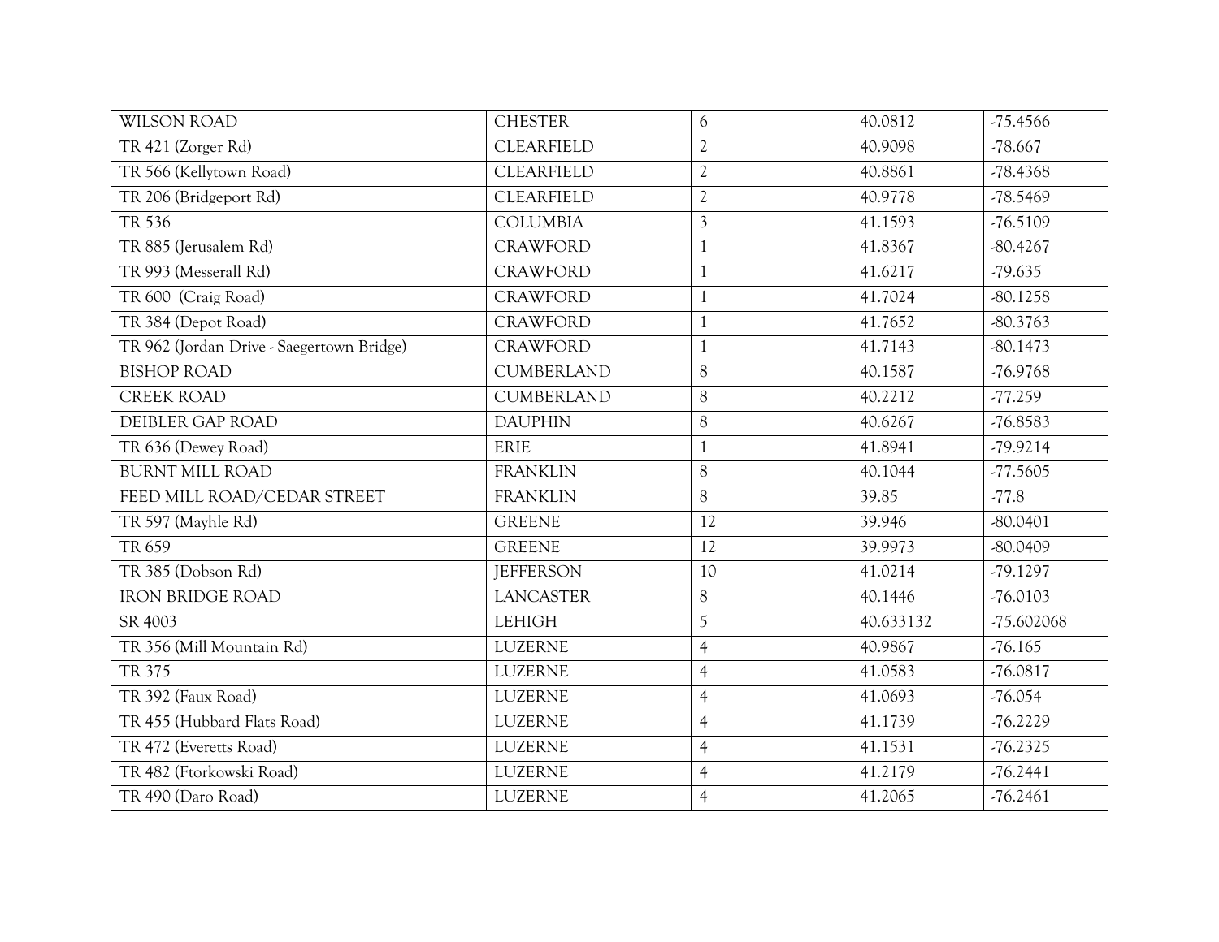| | | | | |
|---|---|---|---|---|
| WILSON ROAD | CHESTER | 6 | 40.0812 | -75.4566 |
| TR 421 (Zorger Rd) | CLEARFIELD | 2 | 40.9098 | -78.667 |
| TR 566 (Kellytown Road) | CLEARFIELD | 2 | 40.8861 | -78.4368 |
| TR 206 (Bridgeport Rd) | CLEARFIELD | 2 | 40.9778 | -78.5469 |
| TR 536 | COLUMBIA | 3 | 41.1593 | -76.5109 |
| TR 885 (Jerusalem Rd) | CRAWFORD | 1 | 41.8367 | -80.4267 |
| TR 993 (Messerall Rd) | CRAWFORD | 1 | 41.6217 | -79.635 |
| TR 600 (Craig Road) | CRAWFORD | 1 | 41.7024 | -80.1258 |
| TR 384 (Depot Road) | CRAWFORD | 1 | 41.7652 | -80.3763 |
| TR 962 (Jordan Drive - Saegertown Bridge) | CRAWFORD | 1 | 41.7143 | -80.1473 |
| BISHOP ROAD | CUMBERLAND | 8 | 40.1587 | -76.9768 |
| CREEK ROAD | CUMBERLAND | 8 | 40.2212 | -77.259 |
| DEIBLER GAP ROAD | DAUPHIN | 8 | 40.6267 | -76.8583 |
| TR 636 (Dewey Road) | ERIE | 1 | 41.8941 | -79.9214 |
| BURNT MILL ROAD | FRANKLIN | 8 | 40.1044 | -77.5605 |
| FEED MILL ROAD/CEDAR STREET | FRANKLIN | 8 | 39.85 | -77.8 |
| TR 597 (Mayhle Rd) | GREENE | 12 | 39.946 | -80.0401 |
| TR 659 | GREENE | 12 | 39.9973 | -80.0409 |
| TR 385 (Dobson Rd) | JEFFERSON | 10 | 41.0214 | -79.1297 |
| IRON BRIDGE ROAD | LANCASTER | 8 | 40.1446 | -76.0103 |
| SR 4003 | LEHIGH | 5 | 40.633132 | -75.602068 |
| TR 356 (Mill Mountain Rd) | LUZERNE | 4 | 40.9867 | -76.165 |
| TR 375 | LUZERNE | 4 | 41.0583 | -76.0817 |
| TR 392 (Faux Road) | LUZERNE | 4 | 41.0693 | -76.054 |
| TR 455 (Hubbard Flats Road) | LUZERNE | 4 | 41.1739 | -76.2229 |
| TR 472 (Everetts Road) | LUZERNE | 4 | 41.1531 | -76.2325 |
| TR 482 (Ftorkowski Road) | LUZERNE | 4 | 41.2179 | -76.2441 |
| TR 490 (Daro Road) | LUZERNE | 4 | 41.2065 | -76.2461 |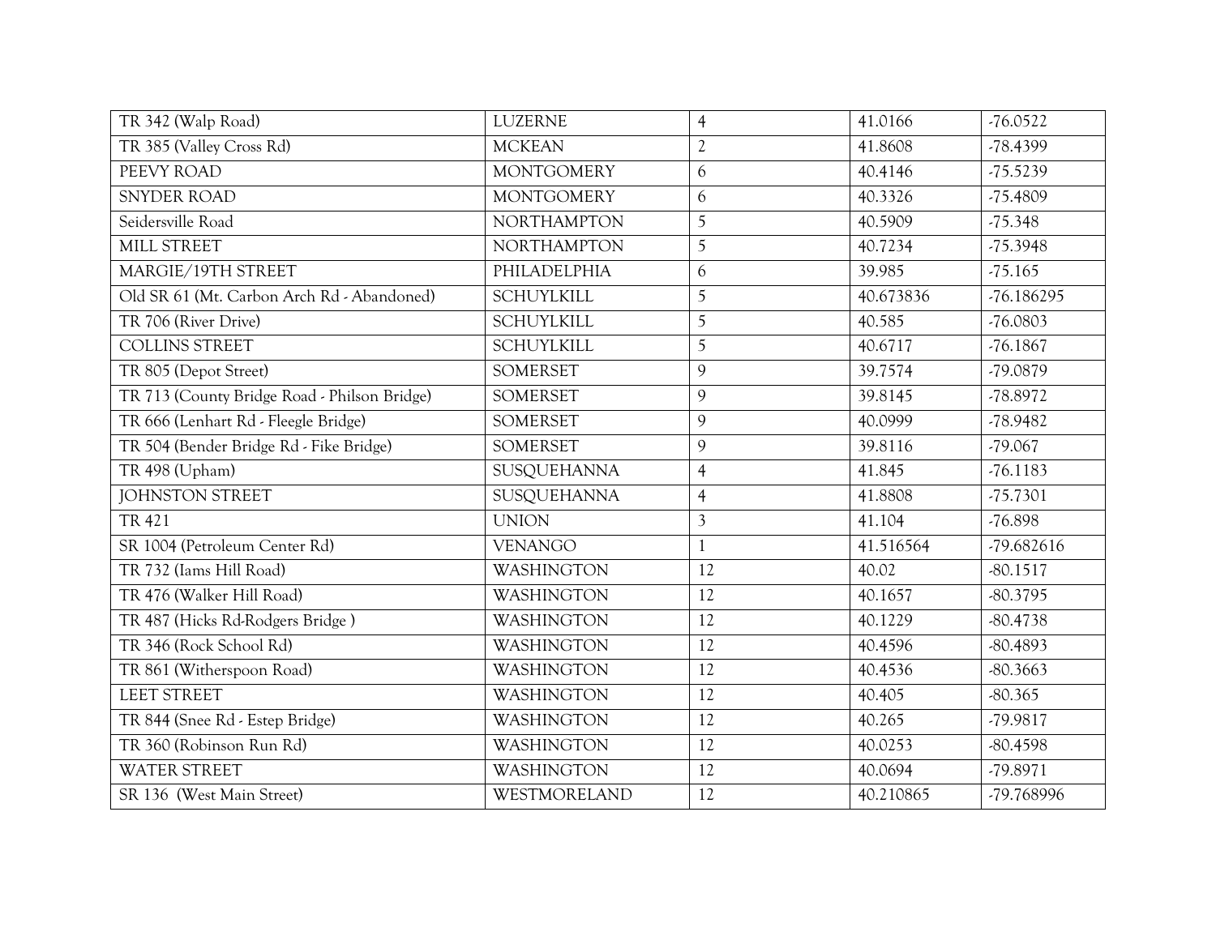| | | | | |
|---|---|---|---|---|
| TR 342 (Walp Road) | LUZERNE | 4 | 41.0166 | -76.0522 |
| TR 385 (Valley Cross Rd) | MCKEAN | 2 | 41.8608 | -78.4399 |
| PEEVY ROAD | MONTGOMERY | 6 | 40.4146 | -75.5239 |
| SNYDER ROAD | MONTGOMERY | 6 | 40.3326 | -75.4809 |
| Seidersville Road | NORTHAMPTON | 5 | 40.5909 | -75.348 |
| MILL STREET | NORTHAMPTON | 5 | 40.7234 | -75.3948 |
| MARGIE/19TH STREET | PHILADELPHIA | 6 | 39.985 | -75.165 |
| Old SR 61 (Mt. Carbon Arch Rd - Abandoned) | SCHUYLKILL | 5 | 40.673836 | -76.186295 |
| TR 706 (River Drive) | SCHUYLKILL | 5 | 40.585 | -76.0803 |
| COLLINS STREET | SCHUYLKILL | 5 | 40.6717 | -76.1867 |
| TR 805 (Depot Street) | SOMERSET | 9 | 39.7574 | -79.0879 |
| TR 713 (County Bridge Road - Philson Bridge) | SOMERSET | 9 | 39.8145 | -78.8972 |
| TR 666 (Lenhart Rd - Fleegle Bridge) | SOMERSET | 9 | 40.0999 | -78.9482 |
| TR 504 (Bender Bridge Rd - Fike Bridge) | SOMERSET | 9 | 39.8116 | -79.067 |
| TR 498 (Upham) | SUSQUEHANNA | 4 | 41.845 | -76.1183 |
| JOHNSTON STREET | SUSQUEHANNA | 4 | 41.8808 | -75.7301 |
| TR 421 | UNION | 3 | 41.104 | -76.898 |
| SR 1004 (Petroleum Center Rd) | VENANGO | 1 | 41.516564 | -79.682616 |
| TR 732 (Iams Hill Road) | WASHINGTON | 12 | 40.02 | -80.1517 |
| TR 476 (Walker Hill Road) | WASHINGTON | 12 | 40.1657 | -80.3795 |
| TR 487 (Hicks Rd-Rodgers Bridge ) | WASHINGTON | 12 | 40.1229 | -80.4738 |
| TR 346 (Rock School Rd) | WASHINGTON | 12 | 40.4596 | -80.4893 |
| TR 861 (Witherspoon Road) | WASHINGTON | 12 | 40.4536 | -80.3663 |
| LEET STREET | WASHINGTON | 12 | 40.405 | -80.365 |
| TR 844 (Snee Rd - Estep Bridge) | WASHINGTON | 12 | 40.265 | -79.9817 |
| TR 360 (Robinson Run Rd) | WASHINGTON | 12 | 40.0253 | -80.4598 |
| WATER STREET | WASHINGTON | 12 | 40.0694 | -79.8971 |
| SR 136 (West Main Street) | WESTMORELAND | 12 | 40.210865 | -79.768996 |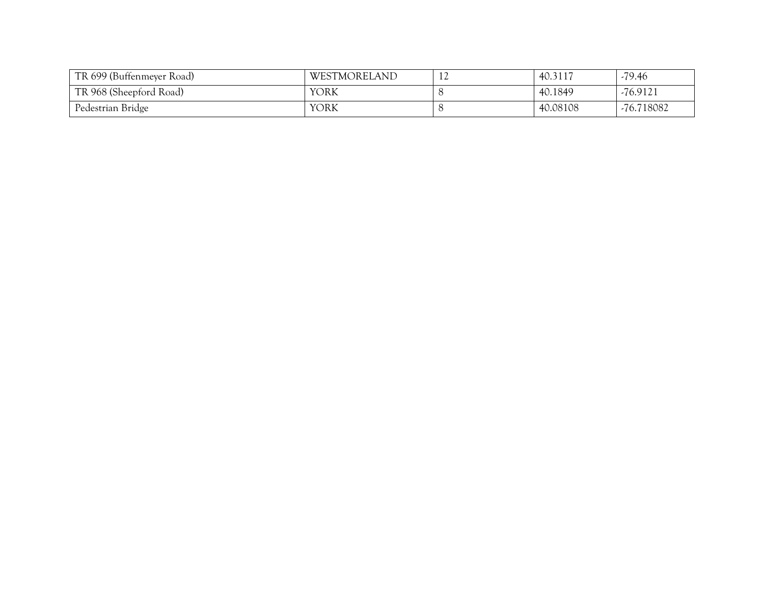| | | | | |
|---|---|---|---|---|
| TR 699 (Buffenmeyer Road) | WESTMORELAND | 12 | 40.3117 | -79.46 |
| TR 968 (Sheepford Road) | YORK | 8 | 40.1849 | -76.9121 |
| Pedestrian Bridge | YORK | 8 | 40.08108 | -76.718082 |